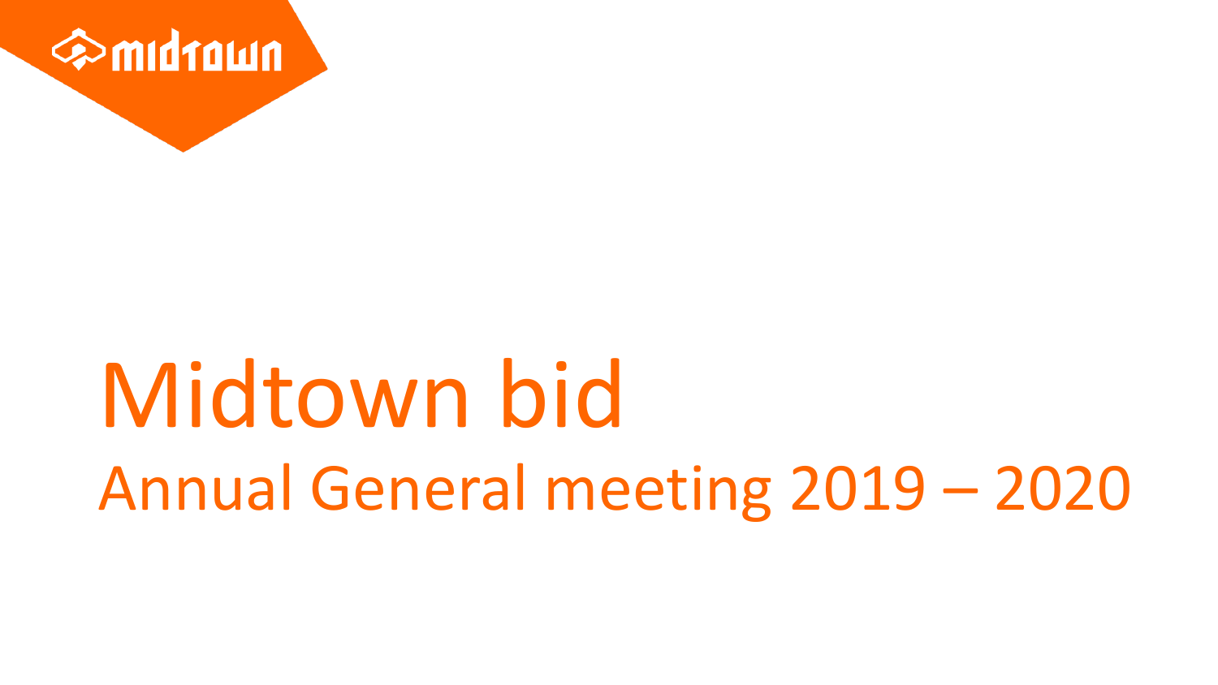# Midtown bid

## Annual General meeting 2019 – 2020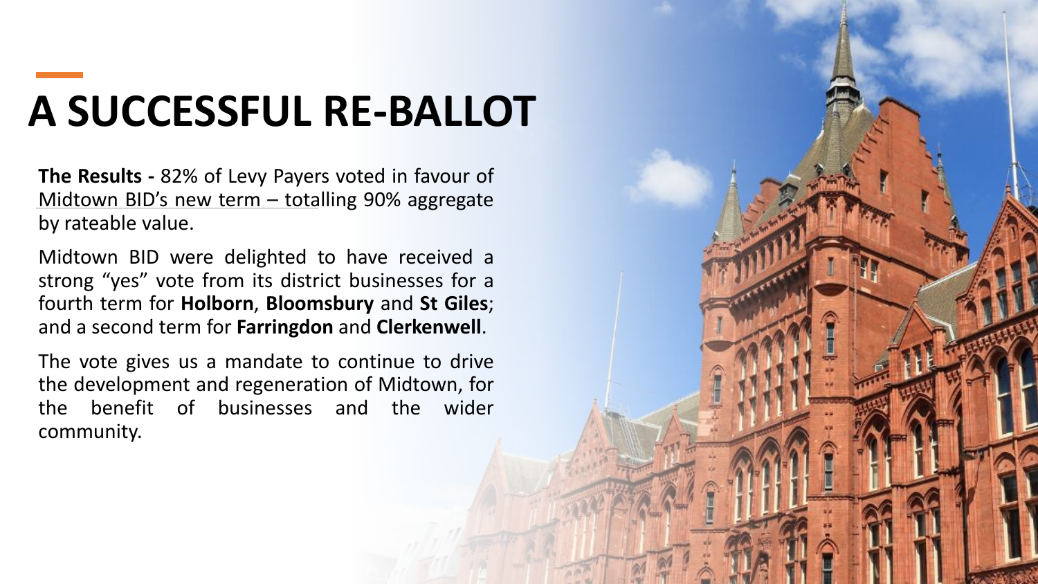# A SUCCESSFUL RE-BALLOT

**The Results -** 82% of Levy Payers voted in favour of Midtown BID's new term – totalling 90% aggregate by rateable value.

Midtown BID were delighted to have received a strong "yes" vote from its district businesses for a fourth term for **Holborn**, **Bloomsbury** and **St Giles**; and a second term for **Farringdon** and **Clerkenwell**.

The vote gives us a mandate to continue to drive the development and regeneration of Midtown, for the benefit of businesses and the wider community.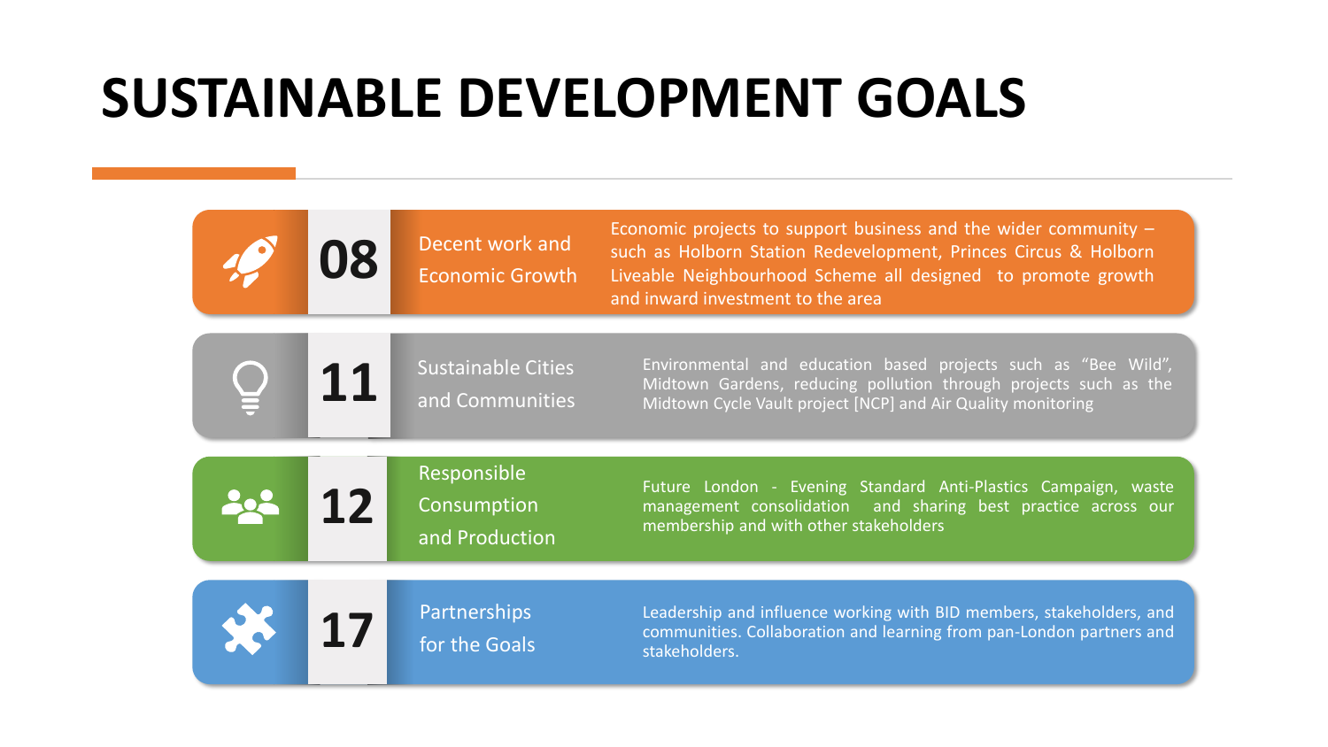# SUSTAINABLE DEVELOPMENT GOALS

| No. | Goal | Description |
|---|---|---|
| 08 | Decent work and Economic Growth | Economic projects to support business and the wider community – such as Holborn Station Redevelopment, Princes Circus & Holborn Liveable Neighbourhood Scheme all designed to promote growth and inward investment to the area |
| 11 | Sustainable Cities and Communities | Environmental and education based projects such as “Bee Wild”, Midtown Gardens, reducing pollution through projects such as the Midtown Cycle Vault project [NCP] and Air Quality monitoring |
| 12 | Responsible Consumption and Production | Future London - Evening Standard Anti-Plastics Campaign, waste management consolidation and sharing best practice across our membership and with other stakeholders |
| 17 | Partnerships for the Goals | Leadership and influence working with BID members, stakeholders, and communities. Collaboration and learning from pan-London partners and stakeholders. |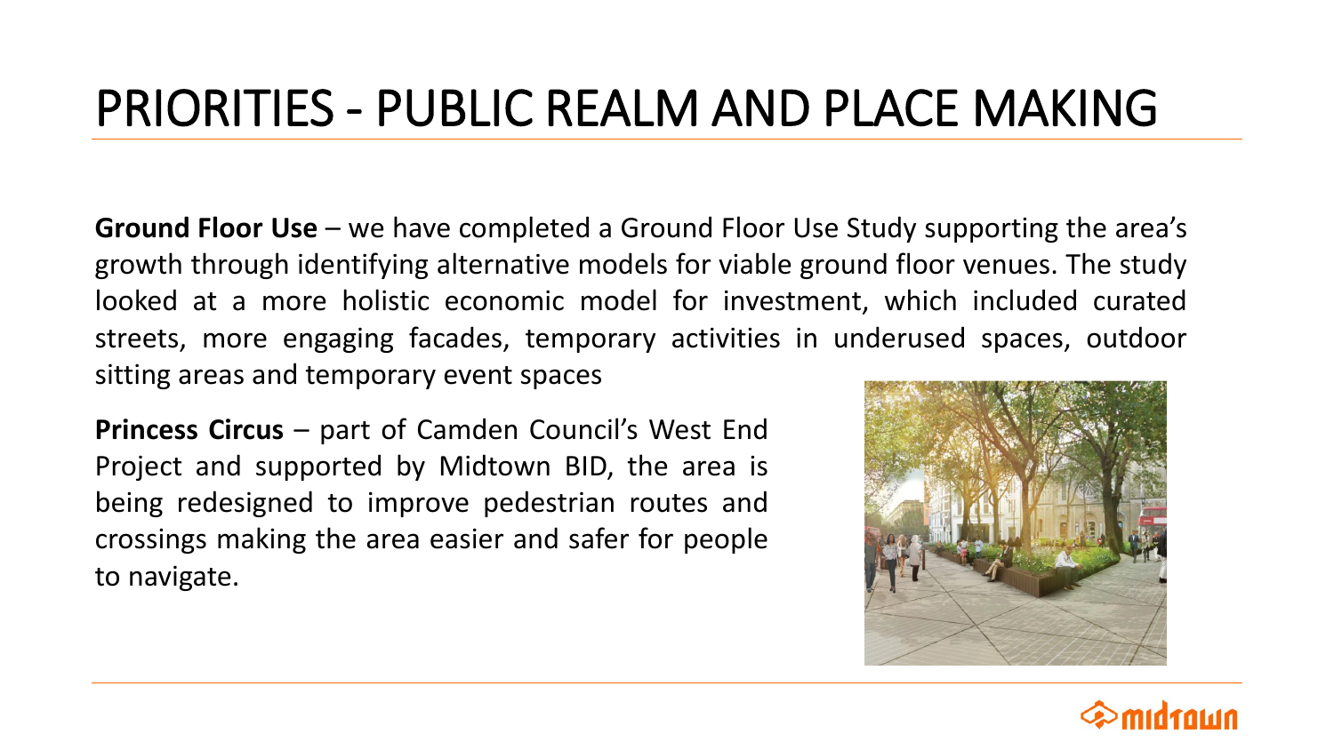# PRIORITIES - PUBLIC REALM AND PLACE MAKING

**Ground Floor Use** – we have completed a Ground Floor Use Study supporting the area's growth through identifying alternative models for viable ground floor venues. The study looked at a more holistic economic model for investment, which included curated streets, more engaging facades, temporary activities in underused spaces, outdoor sitting areas and temporary event spaces

**Princess Circus** – part of Camden Council's West End Project and supported by Midtown BID, the area is being redesigned to improve pedestrian routes and crossings making the area easier and safer for people to navigate.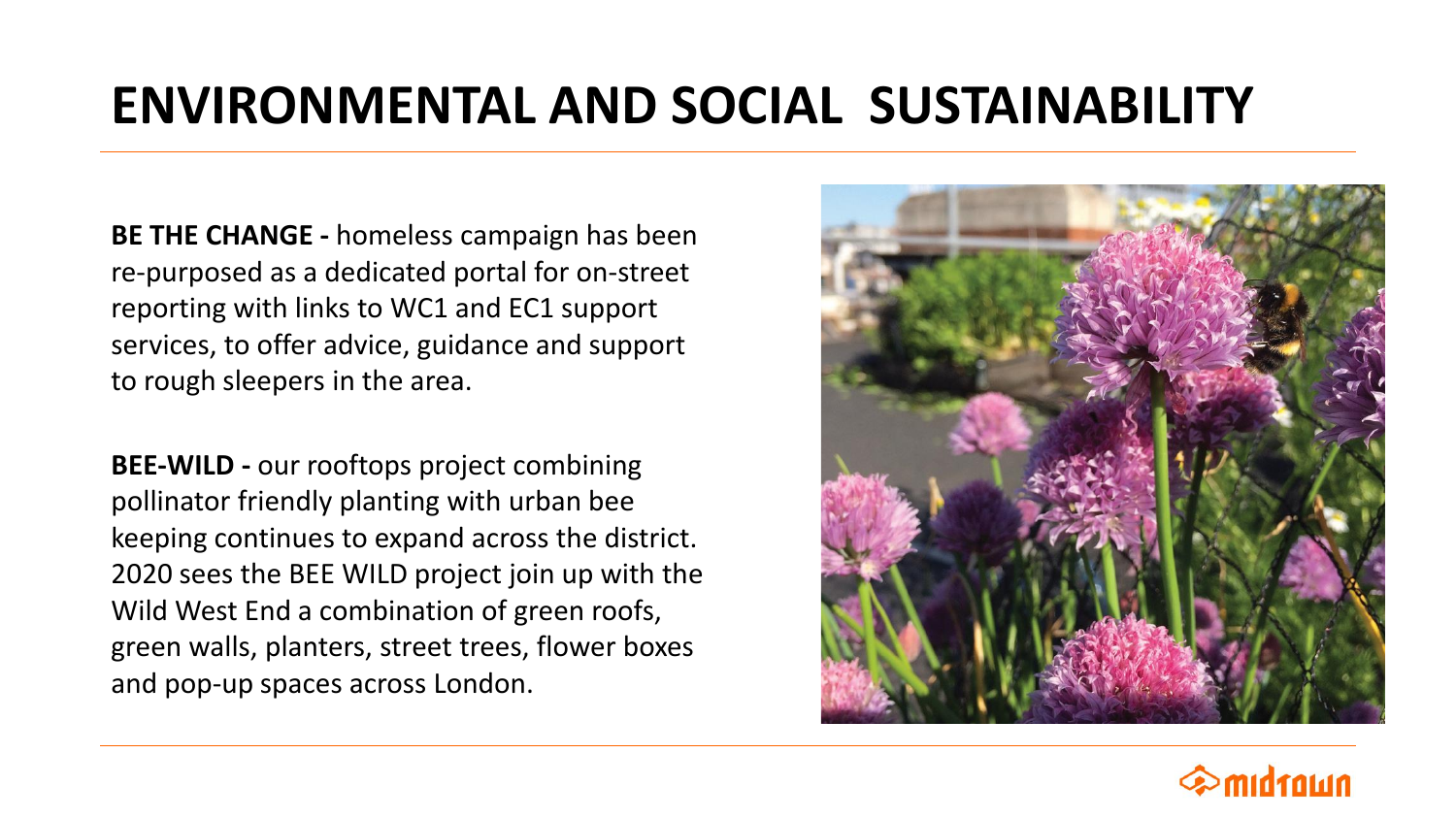# ENVIRONMENTAL AND SOCIAL SUSTAINABILITY

**BE THE CHANGE -** homeless campaign has been re-purposed as a dedicated portal for on-street reporting with links to WC1 and EC1 support services, to offer advice, guidance and support to rough sleepers in the area.

**BEE-WILD -** our rooftops project combining pollinator friendly planting with urban bee keeping continues to expand across the district. 2020 sees the BEE WILD project join up with the Wild West End a combination of green roofs, green walls, planters, street trees, flower boxes and pop-up spaces across London.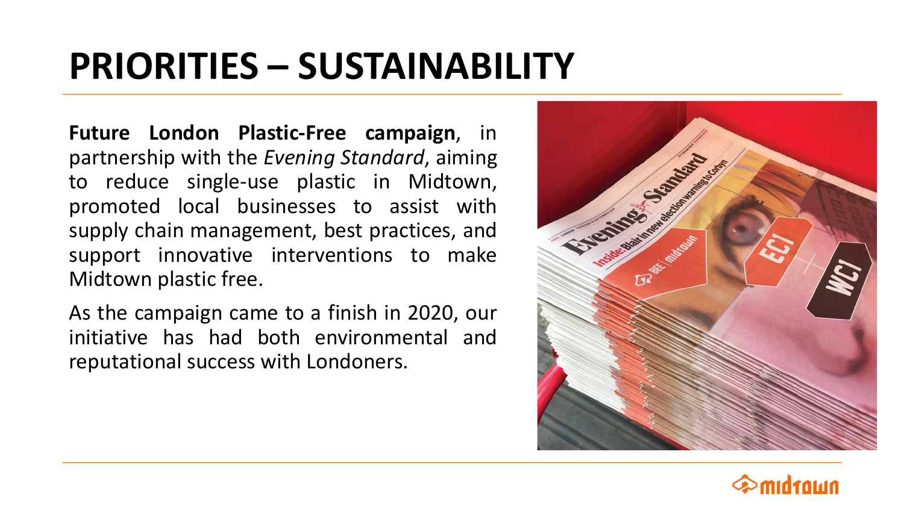# PRIORITIES – SUSTAINABILITY

**Future London Plastic-Free campaign**, in partnership with the *Evening Standard*, aiming to reduce single-use plastic in Midtown, promoted local businesses to assist with supply chain management, best practices, and support innovative interventions to make Midtown plastic free.

As the campaign came to a finish in 2020, our initiative has had both environmental and reputational success with Londoners.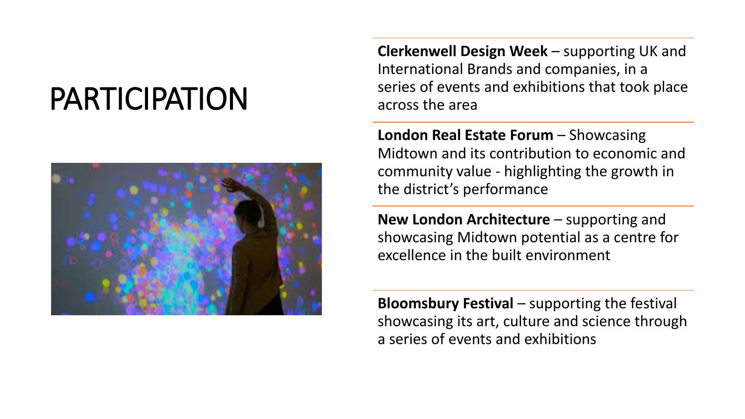# PARTICIPATION

**Clerkenwell Design Week** – supporting UK and International Brands and companies, in a series of events and exhibitions that took place across the area

**London Real Estate Forum** – Showcasing Midtown and its contribution to economic and community value - highlighting the growth in the district's performance

**New London Architecture** – supporting and showcasing Midtown potential as a centre for excellence in the built environment

**Bloomsbury Festival** – supporting the festival showcasing its art, culture and science through a series of events and exhibitions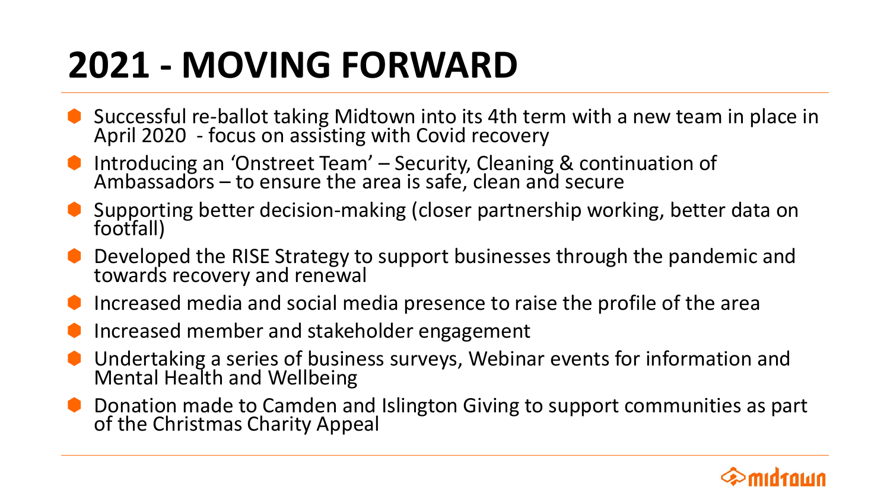# 2021 - MOVING FORWARD

- Successful re-ballot taking Midtown into its 4th term with a new team in place in April 2020 - focus on assisting with Covid recovery
- Introducing an 'Onstreet Team' – Security, Cleaning & continuation of Ambassadors – to ensure the area is safe, clean and secure
- Supporting better decision-making (closer partnership working, better data on footfall)
- Developed the RISE Strategy to support businesses through the pandemic and towards recovery and renewal
- Increased media and social media presence to raise the profile of the area
- Increased member and stakeholder engagement
- Undertaking a series of business surveys, Webinar events for information and Mental Health and Wellbeing
- Donation made to Camden and Islington Giving to support communities as part of the Christmas Charity Appeal